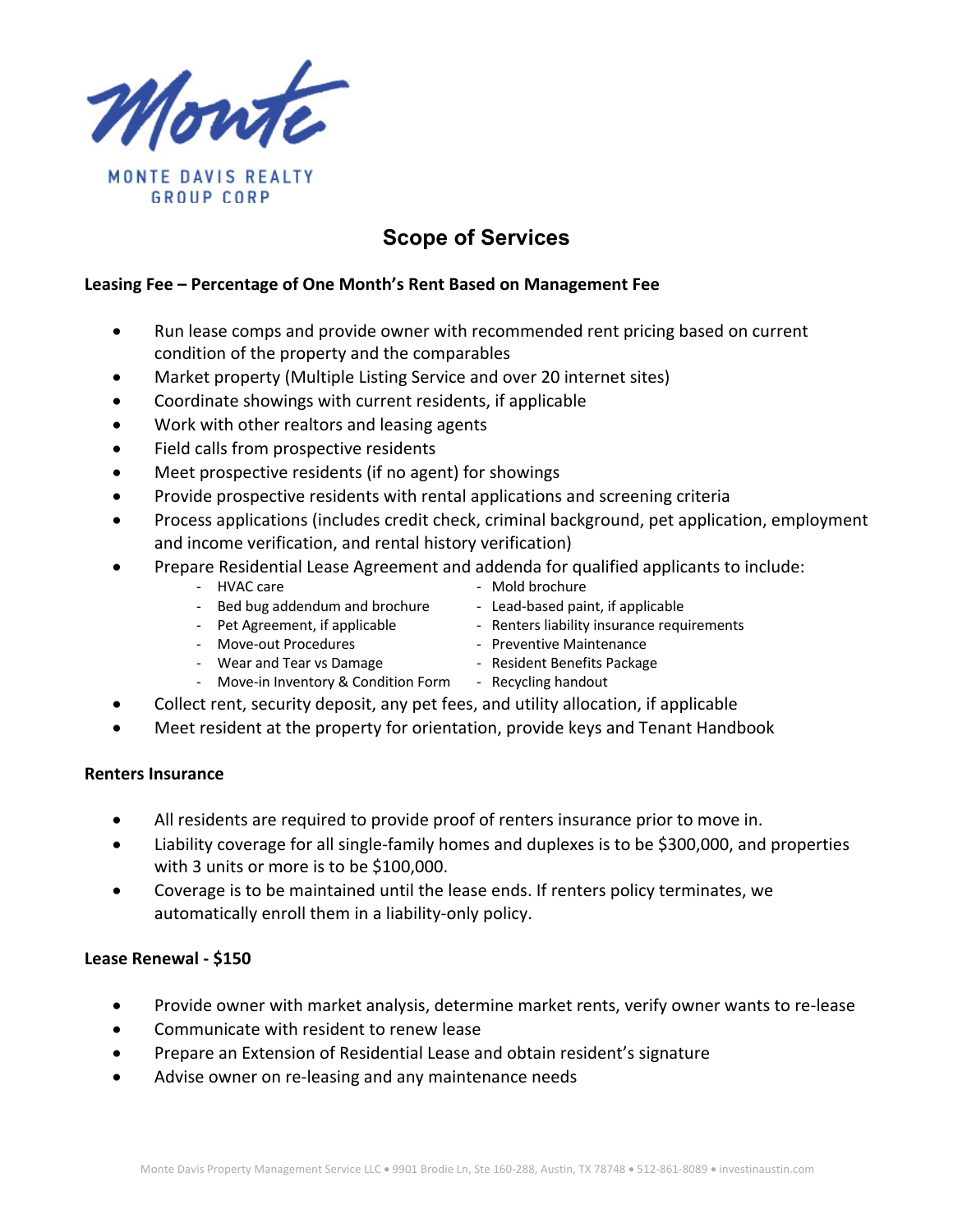Monte

MONTE DAVIS REALTY GROUP CORP

# Scope of Services

**Leasing Fee – Percentage of One Month's Rent Based on Management Fee**

- Run lease comps and provide owner with recommended rent pricing based on current condition of the property and the comparables
- Market property (Multiple Listing Service and over 20 internet sites)
- Coordinate showings with current residents, if applicable
- Work with other realtors and leasing agents
- Field calls from prospective residents
- Meet prospective residents (if no agent) for showings
- Provide prospective residents with rental applications and screening criteria
- Process applications (includes credit check, criminal background, pet application, employment and income verification, and rental history verification)
- Prepare Residential Lease Agreement and addenda for qualified applicants to include:
    - HVAC care
    - Bed bug addendum and brochure
    - Pet Agreement, if applicable
    - Move-out Procedures
    - Wear and Tear vs Damage
    - Move-in Inventory & Condition Form
    - Mold brochure
    - Lead-based paint, if applicable
    - Renters liability insurance requirements
    - Preventive Maintenance
    - Resident Benefits Package
    - Recycling handout
- Collect rent, security deposit, any pet fees, and utility allocation, if applicable
- Meet resident at the property for orientation, provide keys and Tenant Handbook

**Renters Insurance**

- All residents are required to provide proof of renters insurance prior to move in.
- Liability coverage for all single-family homes and duplexes is to be $300,000, and properties with 3 units or more is to be $100,000.
- Coverage is to be maintained until the lease ends. If renters policy terminates, we automatically enroll them in a liability-only policy.

**Lease Renewal - $150**

- Provide owner with market analysis, determine market rents, verify owner wants to re-lease
- Communicate with resident to renew lease
- Prepare an Extension of Residential Lease and obtain resident's signature
- Advise owner on re-leasing and any maintenance needs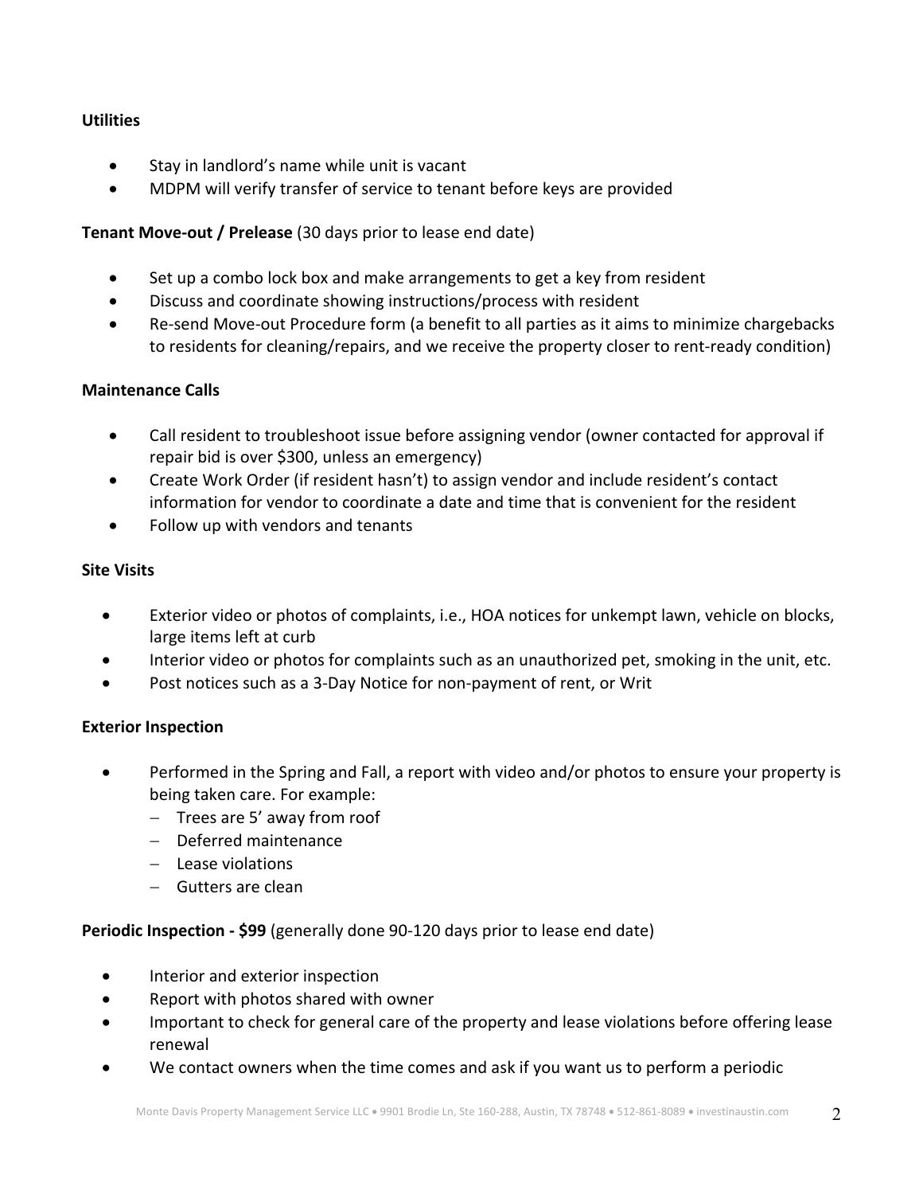**Utilities**

- Stay in landlord's name while unit is vacant
- MDPM will verify transfer of service to tenant before keys are provided

**Tenant Move-out / Prelease** (30 days prior to lease end date)

- Set up a combo lock box and make arrangements to get a key from resident
- Discuss and coordinate showing instructions/process with resident
- Re-send Move-out Procedure form (a benefit to all parties as it aims to minimize chargebacks to residents for cleaning/repairs, and we receive the property closer to rent-ready condition)

**Maintenance Calls**

- Call resident to troubleshoot issue before assigning vendor (owner contacted for approval if repair bid is over $300, unless an emergency)
- Create Work Order (if resident hasn't) to assign vendor and include resident's contact information for vendor to coordinate a date and time that is convenient for the resident
- Follow up with vendors and tenants

**Site Visits**

- Exterior video or photos of complaints, i.e., HOA notices for unkempt lawn, vehicle on blocks, large items left at curb
- Interior video or photos for complaints such as an unauthorized pet, smoking in the unit, etc.
- Post notices such as a 3-Day Notice for non-payment of rent, or Writ

**Exterior Inspection**

- Performed in the Spring and Fall, a report with video and/or photos to ensure your property is being taken care. For example:
  - Trees are 5' away from roof
  - Deferred maintenance
  - Lease violations
  - Gutters are clean

**Periodic Inspection - $99** (generally done 90-120 days prior to lease end date)

- Interior and exterior inspection
- Report with photos shared with owner
- Important to check for general care of the property and lease violations before offering lease renewal
- We contact owners when the time comes and ask if you want us to perform a periodic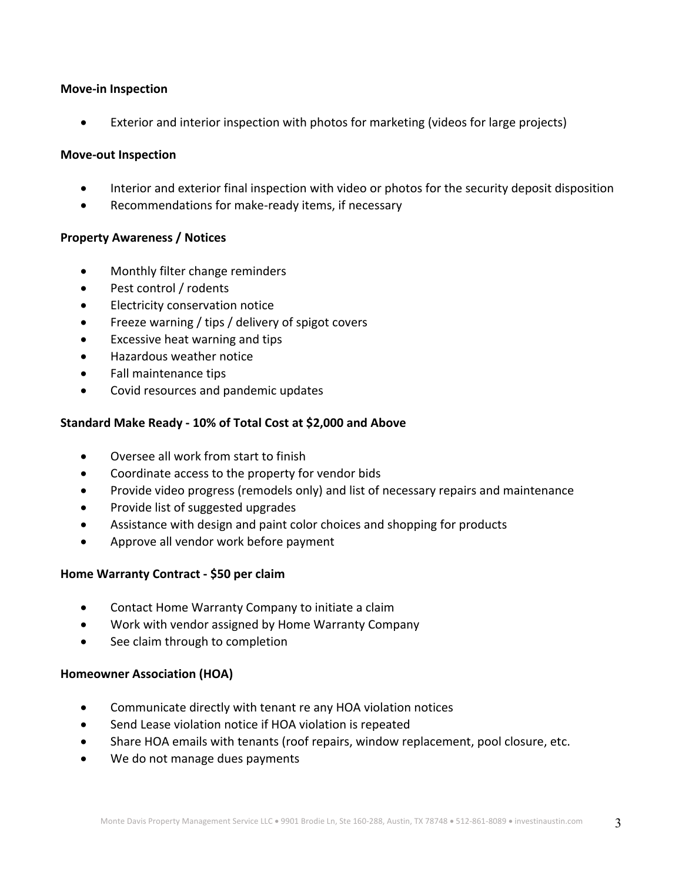**Move-in Inspection**

- Exterior and interior inspection with photos for marketing (videos for large projects)

**Move-out Inspection**

- Interior and exterior final inspection with video or photos for the security deposit disposition
- Recommendations for make-ready items, if necessary

**Property Awareness / Notices**

- Monthly filter change reminders
- Pest control / rodents
- Electricity conservation notice
- Freeze warning / tips / delivery of spigot covers
- Excessive heat warning and tips
- Hazardous weather notice
- Fall maintenance tips
- Covid resources and pandemic updates

**Standard Make Ready - 10% of Total Cost at $2,000 and Above**

- Oversee all work from start to finish
- Coordinate access to the property for vendor bids
- Provide video progress (remodels only) and list of necessary repairs and maintenance
- Provide list of suggested upgrades
- Assistance with design and paint color choices and shopping for products
- Approve all vendor work before payment

**Home Warranty Contract - $50 per claim**

- Contact Home Warranty Company to initiate a claim
- Work with vendor assigned by Home Warranty Company
- See claim through to completion

**Homeowner Association (HOA)**

- Communicate directly with tenant re any HOA violation notices
- Send Lease violation notice if HOA violation is repeated
- Share HOA emails with tenants (roof repairs, window replacement, pool closure, etc.
- We do not manage dues payments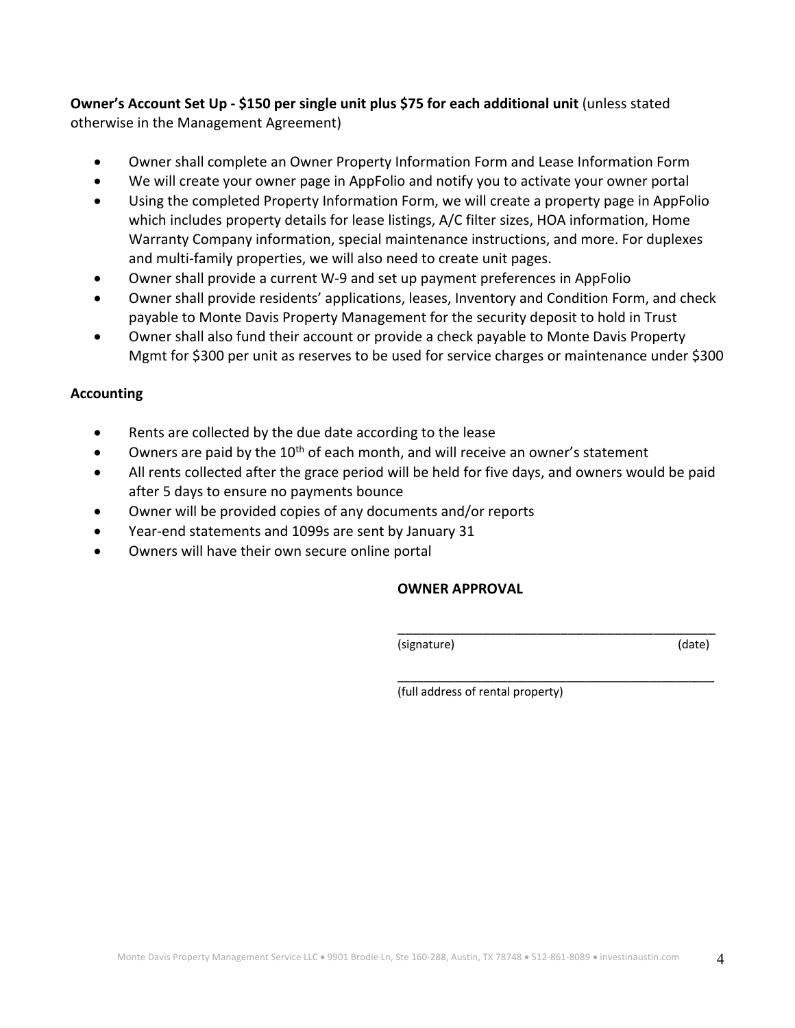**Owner's Account Set Up - $150 per single unit plus $75 for each additional unit** (unless stated otherwise in the Management Agreement)

- Owner shall complete an Owner Property Information Form and Lease Information Form
- We will create your owner page in AppFolio and notify you to activate your owner portal
- Using the completed Property Information Form, we will create a property page in AppFolio which includes property details for lease listings, A/C filter sizes, HOA information, Home Warranty Company information, special maintenance instructions, and more. For duplexes and multi-family properties, we will also need to create unit pages.
- Owner shall provide a current W-9 and set up payment preferences in AppFolio
- Owner shall provide residents' applications, leases, Inventory and Condition Form, and check payable to Monte Davis Property Management for the security deposit to hold in Trust
- Owner shall also fund their account or provide a check payable to Monte Davis Property Mgmt for $300 per unit as reserves to be used for service charges or maintenance under $300

**Accounting**

- Rents are collected by the due date according to the lease
- Owners are paid by the 10th of each month, and will receive an owner's statement
- All rents collected after the grace period will be held for five days, and owners would be paid after 5 days to ensure no payments bounce
- Owner will be provided copies of any documents and/or reports
- Year-end statements and 1099s are sent by January 31
- Owners will have their own secure online portal

**OWNER APPROVAL**

_____________________________________________
(signature) (date)

_____________________________________________
(full address of rental property)